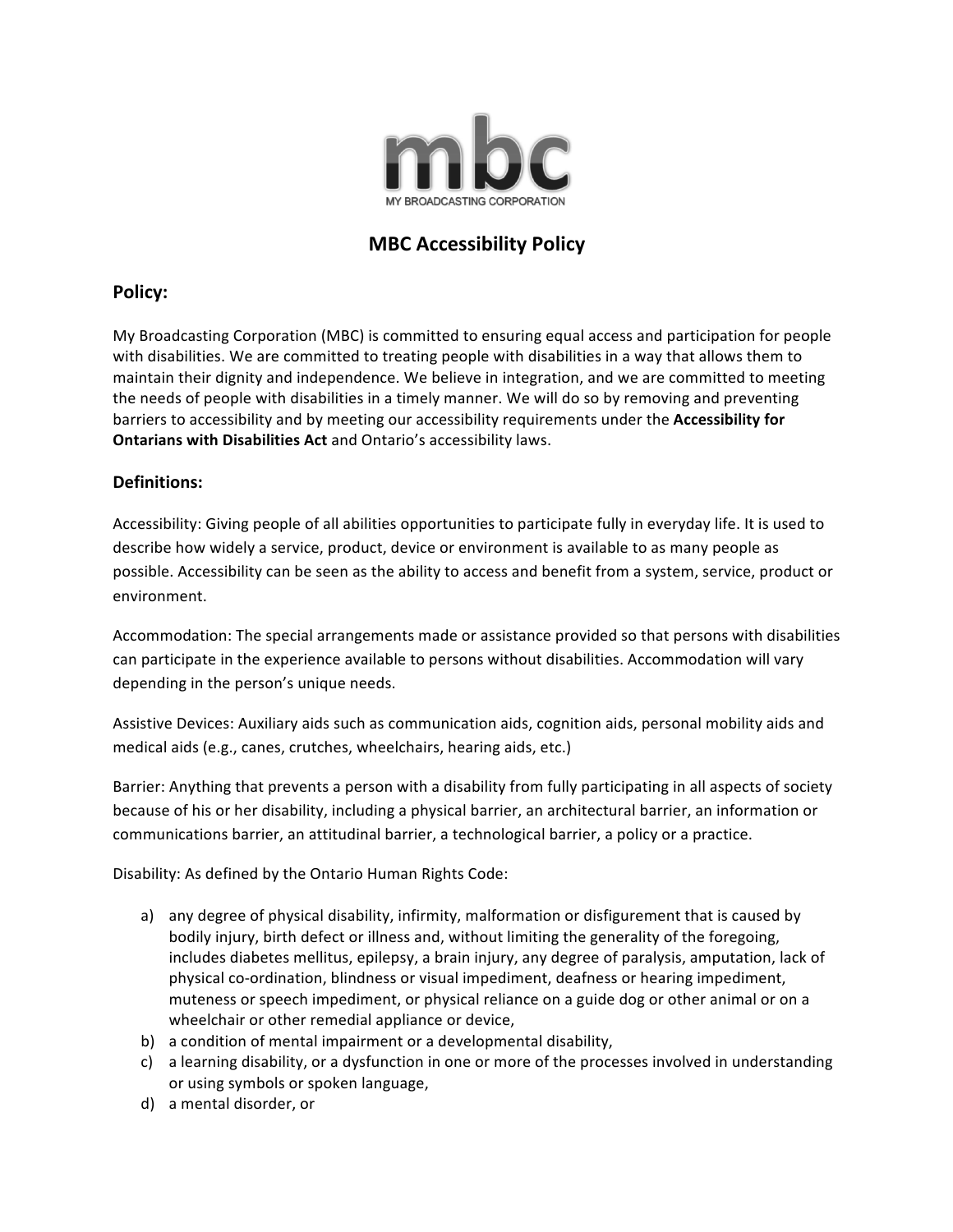mbc

MY BROADCASTING CORPORATION

# MBC Accessibility Policy

## Policy:

My Broadcasting Corporation (MBC) is committed to ensuring equal access and participation for people with disabilities. We are committed to treating people with disabilities in a way that allows them to maintain their dignity and independence. We believe in integration, and we are committed to meeting the needs of people with disabilities in a timely manner. We will do so by removing and preventing barriers to accessibility and by meeting our accessibility requirements under the **Accessibility for Ontarians with Disabilities Act** and Ontario's accessibility laws.

## Definitions:

Accessibility: Giving people of all abilities opportunities to participate fully in everyday life. It is used to describe how widely a service, product, device or environment is available to as many people as possible. Accessibility can be seen as the ability to access and benefit from a system, service, product or environment.

Accommodation: The special arrangements made or assistance provided so that persons with disabilities can participate in the experience available to persons without disabilities. Accommodation will vary depending in the person's unique needs.

Assistive Devices: Auxiliary aids such as communication aids, cognition aids, personal mobility aids and medical aids (e.g., canes, crutches, wheelchairs, hearing aids, etc.)

Barrier: Anything that prevents a person with a disability from fully participating in all aspects of society because of his or her disability, including a physical barrier, an architectural barrier, an information or communications barrier, an attitudinal barrier, a technological barrier, a policy or a practice.

Disability: As defined by the Ontario Human Rights Code:

a) any degree of physical disability, infirmity, malformation or disfigurement that is caused by bodily injury, birth defect or illness and, without limiting the generality of the foregoing, includes diabetes mellitus, epilepsy, a brain injury, any degree of paralysis, amputation, lack of physical co-ordination, blindness or visual impediment, deafness or hearing impediment, muteness or speech impediment, or physical reliance on a guide dog or other animal or on a wheelchair or other remedial appliance or device,
b) a condition of mental impairment or a developmental disability,
c) a learning disability, or a dysfunction in one or more of the processes involved in understanding or using symbols or spoken language,
d) a mental disorder, or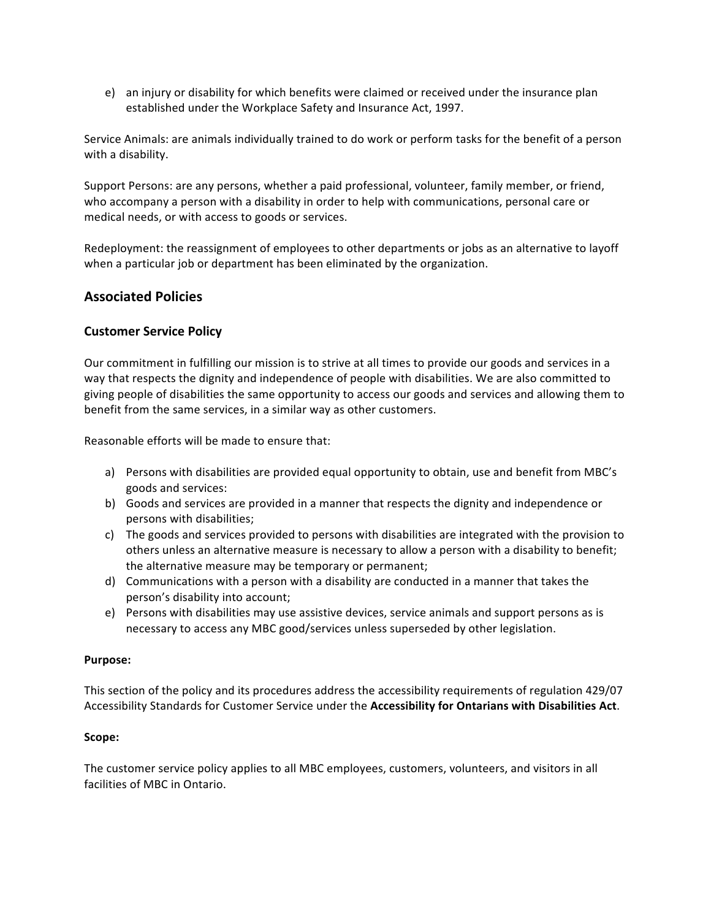e) an injury or disability for which benefits were claimed or received under the insurance plan established under the Workplace Safety and Insurance Act, 1997.

Service Animals: are animals individually trained to do work or perform tasks for the benefit of a person with a disability.

Support Persons: are any persons, whether a paid professional, volunteer, family member, or friend, who accompany a person with a disability in order to help with communications, personal care or medical needs, or with access to goods or services.

Redeployment: the reassignment of employees to other departments or jobs as an alternative to layoff when a particular job or department has been eliminated by the organization.

## Associated Policies

### Customer Service Policy

Our commitment in fulfilling our mission is to strive at all times to provide our goods and services in a way that respects the dignity and independence of people with disabilities. We are also committed to giving people of disabilities the same opportunity to access our goods and services and allowing them to benefit from the same services, in a similar way as other customers.

Reasonable efforts will be made to ensure that:

a) Persons with disabilities are provided equal opportunity to obtain, use and benefit from MBC's goods and services:
b) Goods and services are provided in a manner that respects the dignity and independence or persons with disabilities;
c) The goods and services provided to persons with disabilities are integrated with the provision to others unless an alternative measure is necessary to allow a person with a disability to benefit; the alternative measure may be temporary or permanent;
d) Communications with a person with a disability are conducted in a manner that takes the person's disability into account;
e) Persons with disabilities may use assistive devices, service animals and support persons as is necessary to access any MBC good/services unless superseded by other legislation.

**Purpose:**

This section of the policy and its procedures address the accessibility requirements of regulation 429/07 Accessibility Standards for Customer Service under the **Accessibility for Ontarians with Disabilities Act**.

**Scope:**

The customer service policy applies to all MBC employees, customers, volunteers, and visitors in all facilities of MBC in Ontario.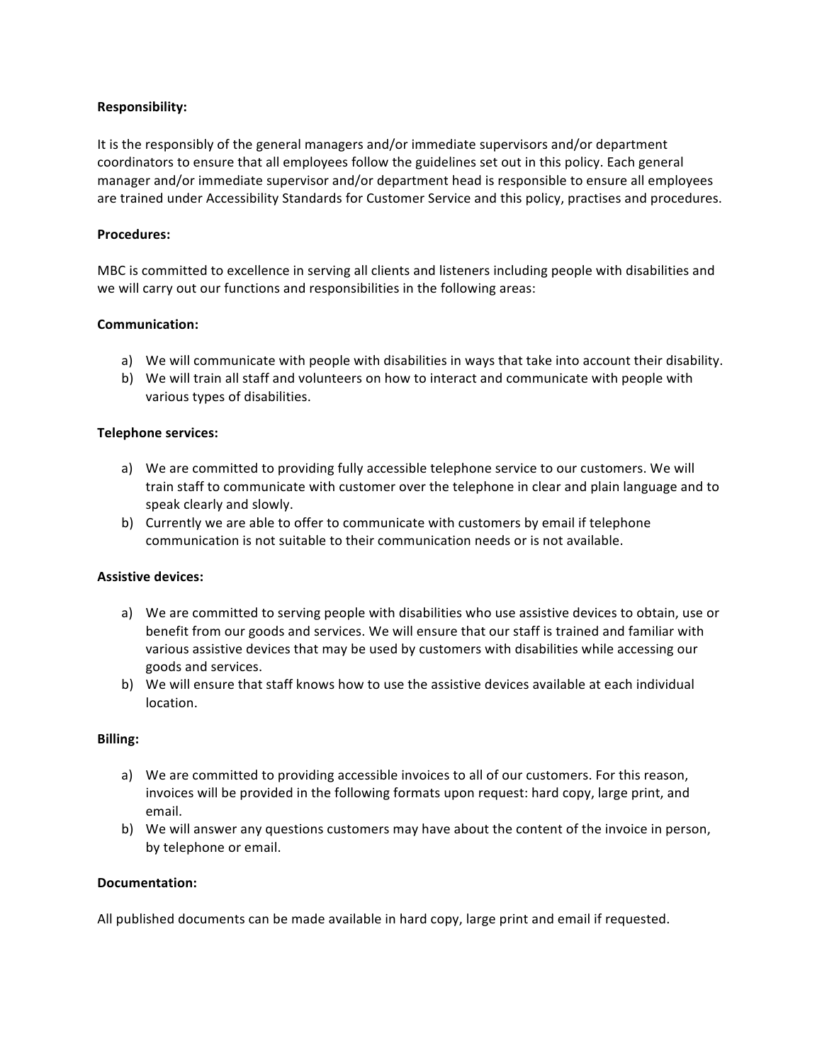**Responsibility:**

It is the responsibly of the general managers and/or immediate supervisors and/or department coordinators to ensure that all employees follow the guidelines set out in this policy. Each general manager and/or immediate supervisor and/or department head is responsible to ensure all employees are trained under Accessibility Standards for Customer Service and this policy, practises and procedures.

**Procedures:**

MBC is committed to excellence in serving all clients and listeners including people with disabilities and we will carry out our functions and responsibilities in the following areas:

**Communication:**

a) We will communicate with people with disabilities in ways that take into account their disability.
b) We will train all staff and volunteers on how to interact and communicate with people with various types of disabilities.

**Telephone services:**

a) We are committed to providing fully accessible telephone service to our customers. We will train staff to communicate with customer over the telephone in clear and plain language and to speak clearly and slowly.
b) Currently we are able to offer to communicate with customers by email if telephone communication is not suitable to their communication needs or is not available.

**Assistive devices:**

a) We are committed to serving people with disabilities who use assistive devices to obtain, use or benefit from our goods and services. We will ensure that our staff is trained and familiar with various assistive devices that may be used by customers with disabilities while accessing our goods and services.
b) We will ensure that staff knows how to use the assistive devices available at each individual location.

**Billing:**

a) We are committed to providing accessible invoices to all of our customers. For this reason, invoices will be provided in the following formats upon request: hard copy, large print, and email.
b) We will answer any questions customers may have about the content of the invoice in person, by telephone or email.

**Documentation:**

All published documents can be made available in hard copy, large print and email if requested.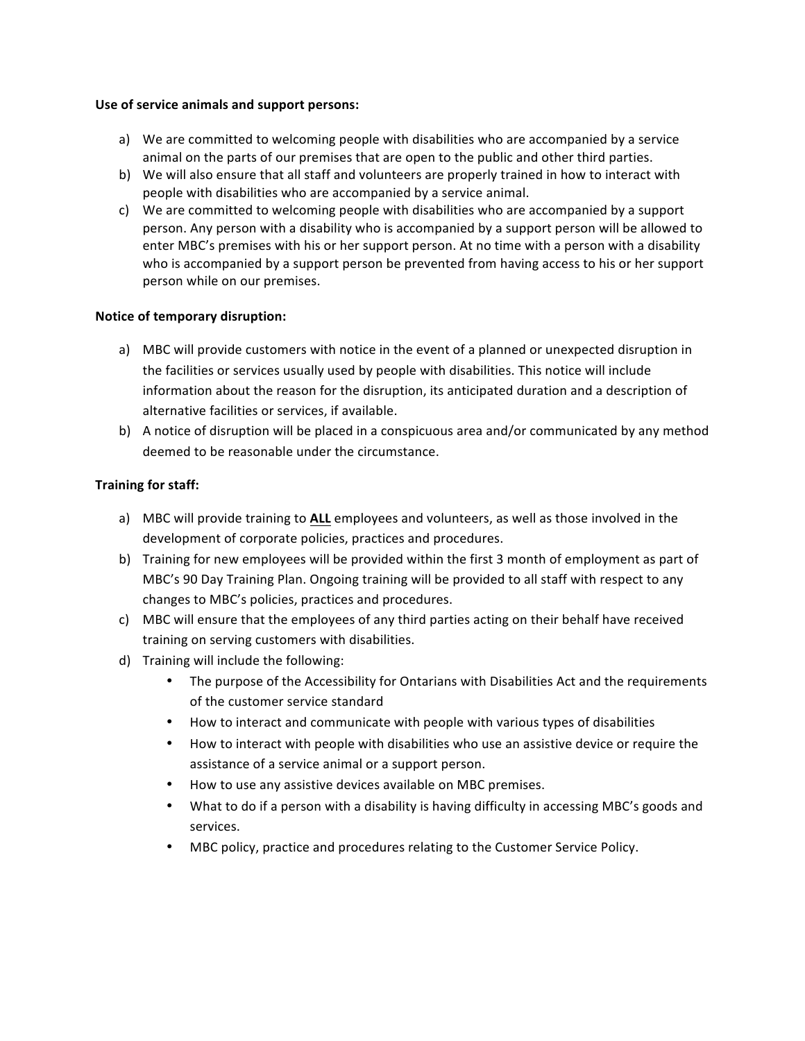**Use of service animals and support persons:**

a) We are committed to welcoming people with disabilities who are accompanied by a service animal on the parts of our premises that are open to the public and other third parties.
b) We will also ensure that all staff and volunteers are properly trained in how to interact with people with disabilities who are accompanied by a service animal.
c) We are committed to welcoming people with disabilities who are accompanied by a support person. Any person with a disability who is accompanied by a support person will be allowed to enter MBC's premises with his or her support person. At no time with a person with a disability who is accompanied by a support person be prevented from having access to his or her support person while on our premises.

**Notice of temporary disruption:**

a) MBC will provide customers with notice in the event of a planned or unexpected disruption in the facilities or services usually used by people with disabilities. This notice will include information about the reason for the disruption, its anticipated duration and a description of alternative facilities or services, if available.
b) A notice of disruption will be placed in a conspicuous area and/or communicated by any method deemed to be reasonable under the circumstance.

**Training for staff:**

a) MBC will provide training to **ALL** employees and volunteers, as well as those involved in the development of corporate policies, practices and procedures.
b) Training for new employees will be provided within the first 3 month of employment as part of MBC's 90 Day Training Plan. Ongoing training will be provided to all staff with respect to any changes to MBC's policies, practices and procedures.
c) MBC will ensure that the employees of any third parties acting on their behalf have received training on serving customers with disabilities.
d) Training will include the following:
    - The purpose of the Accessibility for Ontarians with Disabilities Act and the requirements of the customer service standard
    - How to interact and communicate with people with various types of disabilities
    - How to interact with people with disabilities who use an assistive device or require the assistance of a service animal or a support person.
    - How to use any assistive devices available on MBC premises.
    - What to do if a person with a disability is having difficulty in accessing MBC's goods and services.
    - MBC policy, practice and procedures relating to the Customer Service Policy.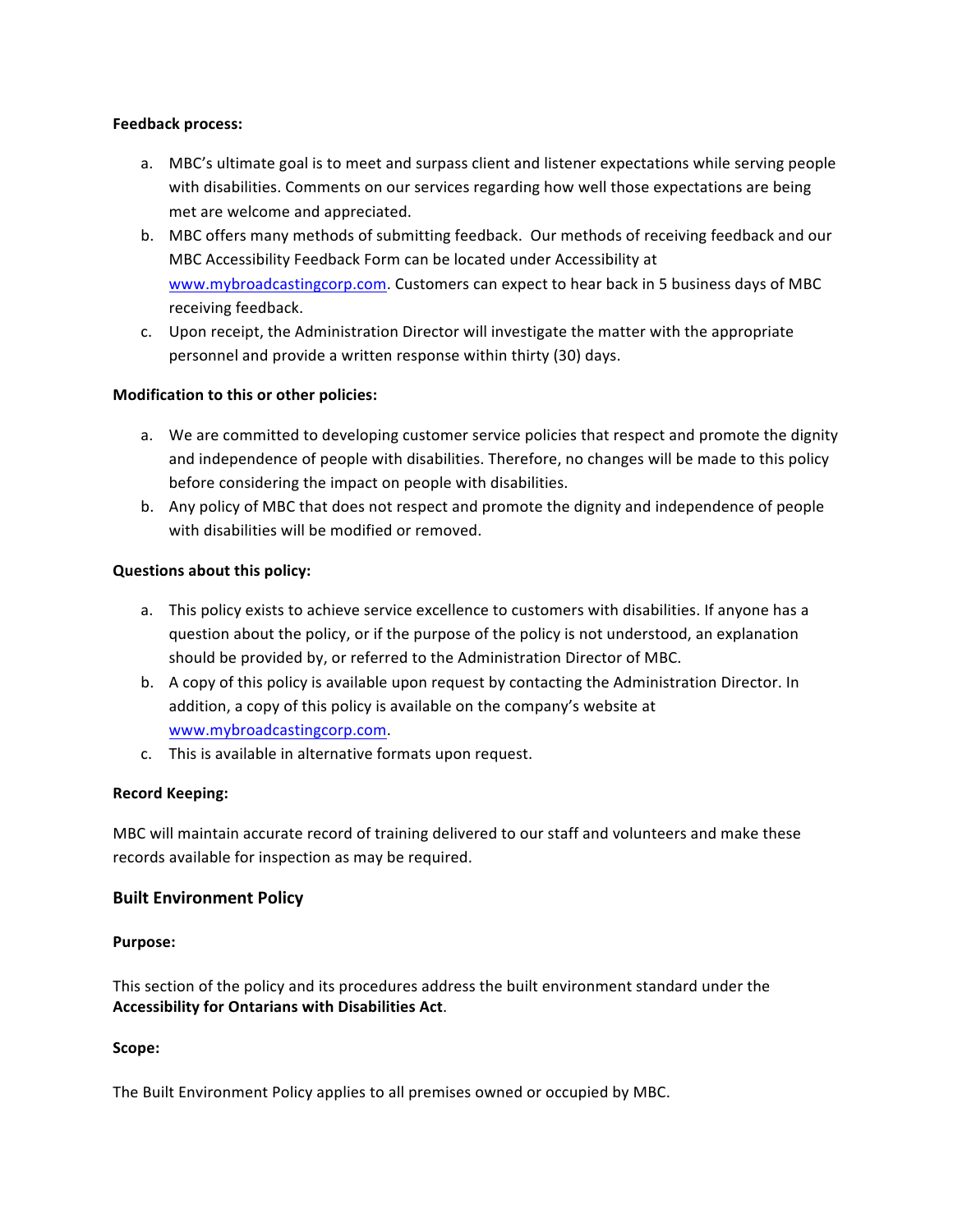**Feedback process:**

a. MBC's ultimate goal is to meet and surpass client and listener expectations while serving people with disabilities. Comments on our services regarding how well those expectations are being met are welcome and appreciated.
b. MBC offers many methods of submitting feedback. Our methods of receiving feedback and our MBC Accessibility Feedback Form can be located under Accessibility at www.mybroadcastingcorp.com. Customers can expect to hear back in 5 business days of MBC receiving feedback.
c. Upon receipt, the Administration Director will investigate the matter with the appropriate personnel and provide a written response within thirty (30) days.

**Modification to this or other policies:**

a. We are committed to developing customer service policies that respect and promote the dignity and independence of people with disabilities. Therefore, no changes will be made to this policy before considering the impact on people with disabilities.
b. Any policy of MBC that does not respect and promote the dignity and independence of people with disabilities will be modified or removed.

**Questions about this policy:**

a. This policy exists to achieve service excellence to customers with disabilities. If anyone has a question about the policy, or if the purpose of the policy is not understood, an explanation should be provided by, or referred to the Administration Director of MBC.
b. A copy of this policy is available upon request by contacting the Administration Director. In addition, a copy of this policy is available on the company's website at www.mybroadcastingcorp.com.
c. This is available in alternative formats upon request.

**Record Keeping:**

MBC will maintain accurate record of training delivered to our staff and volunteers and make these records available for inspection as may be required.

## Built Environment Policy

**Purpose:**

This section of the policy and its procedures address the built environment standard under the **Accessibility for Ontarians with Disabilities Act**.

**Scope:**

The Built Environment Policy applies to all premises owned or occupied by MBC.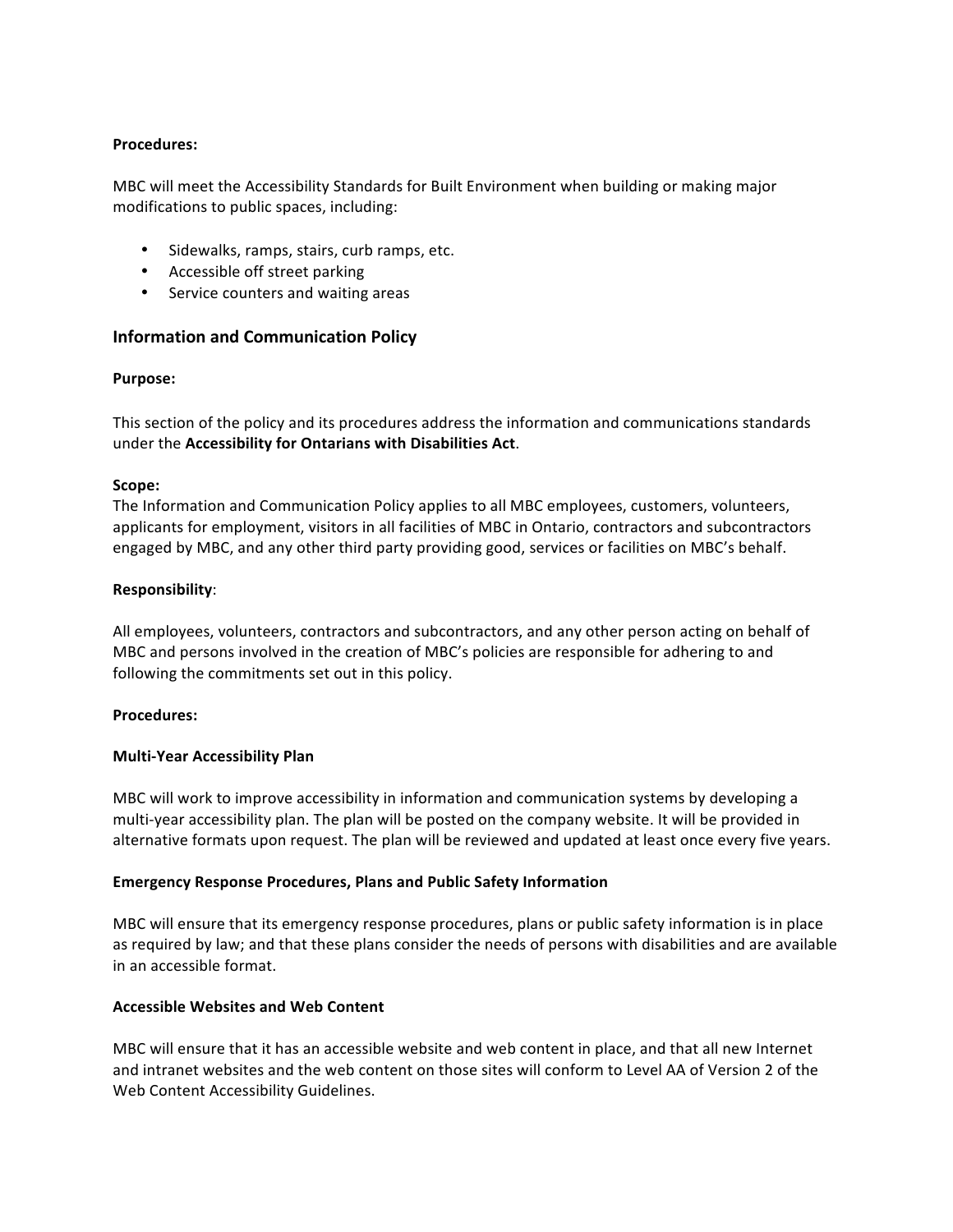**Procedures:**

MBC will meet the Accessibility Standards for Built Environment when building or making major modifications to public spaces, including:

- Sidewalks, ramps, stairs, curb ramps, etc.
- Accessible off street parking
- Service counters and waiting areas

## Information and Communication Policy

**Purpose:**

This section of the policy and its procedures address the information and communications standards under the **Accessibility for Ontarians with Disabilities Act**.

**Scope:**
The Information and Communication Policy applies to all MBC employees, customers, volunteers, applicants for employment, visitors in all facilities of MBC in Ontario, contractors and subcontractors engaged by MBC, and any other third party providing good, services or facilities on MBC's behalf.

**Responsibility**:

All employees, volunteers, contractors and subcontractors, and any other person acting on behalf of MBC and persons involved in the creation of MBC's policies are responsible for adhering to and following the commitments set out in this policy.

**Procedures:**

**Multi-Year Accessibility Plan**

MBC will work to improve accessibility in information and communication systems by developing a multi-year accessibility plan. The plan will be posted on the company website. It will be provided in alternative formats upon request. The plan will be reviewed and updated at least once every five years.

**Emergency Response Procedures, Plans and Public Safety Information**

MBC will ensure that its emergency response procedures, plans or public safety information is in place as required by law; and that these plans consider the needs of persons with disabilities and are available in an accessible format.

**Accessible Websites and Web Content**

MBC will ensure that it has an accessible website and web content in place, and that all new Internet and intranet websites and the web content on those sites will conform to Level AA of Version 2 of the Web Content Accessibility Guidelines.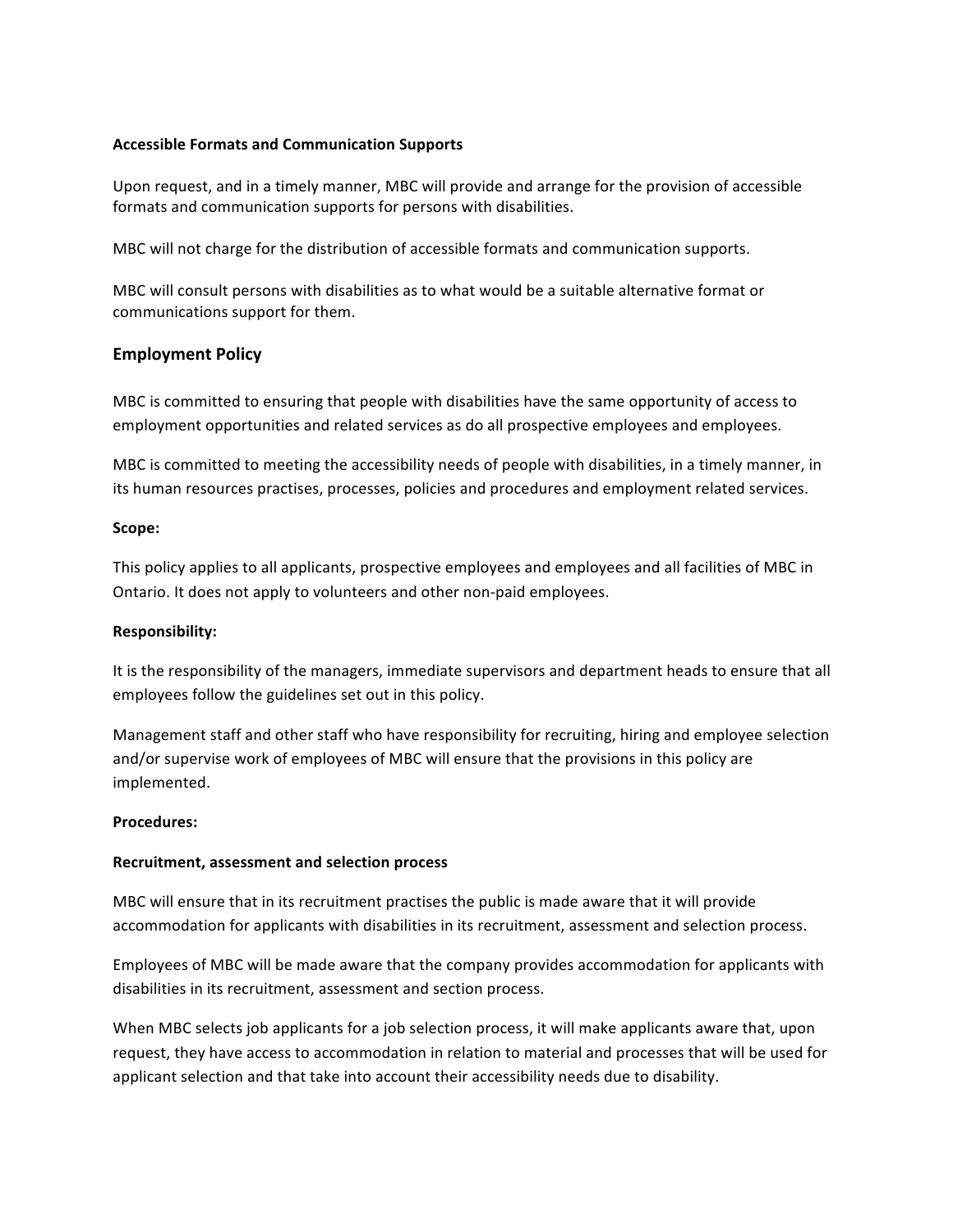**Accessible Formats and Communication Supports**

Upon request, and in a timely manner, MBC will provide and arrange for the provision of accessible formats and communication supports for persons with disabilities.

MBC will not charge for the distribution of accessible formats and communication supports.

MBC will consult persons with disabilities as to what would be a suitable alternative format or communications support for them.

## Employment Policy

MBC is committed to ensuring that people with disabilities have the same opportunity of access to employment opportunities and related services as do all prospective employees and employees.

MBC is committed to meeting the accessibility needs of people with disabilities, in a timely manner, in its human resources practises, processes, policies and procedures and employment related services.

**Scope:**

This policy applies to all applicants, prospective employees and employees and all facilities of MBC in Ontario. It does not apply to volunteers and other non-paid employees.

**Responsibility:**

It is the responsibility of the managers, immediate supervisors and department heads to ensure that all employees follow the guidelines set out in this policy.

Management staff and other staff who have responsibility for recruiting, hiring and employee selection and/or supervise work of employees of MBC will ensure that the provisions in this policy are implemented.

**Procedures:**

**Recruitment, assessment and selection process**

MBC will ensure that in its recruitment practises the public is made aware that it will provide accommodation for applicants with disabilities in its recruitment, assessment and selection process.

Employees of MBC will be made aware that the company provides accommodation for applicants with disabilities in its recruitment, assessment and section process.

When MBC selects job applicants for a job selection process, it will make applicants aware that, upon request, they have access to accommodation in relation to material and processes that will be used for applicant selection and that take into account their accessibility needs due to disability.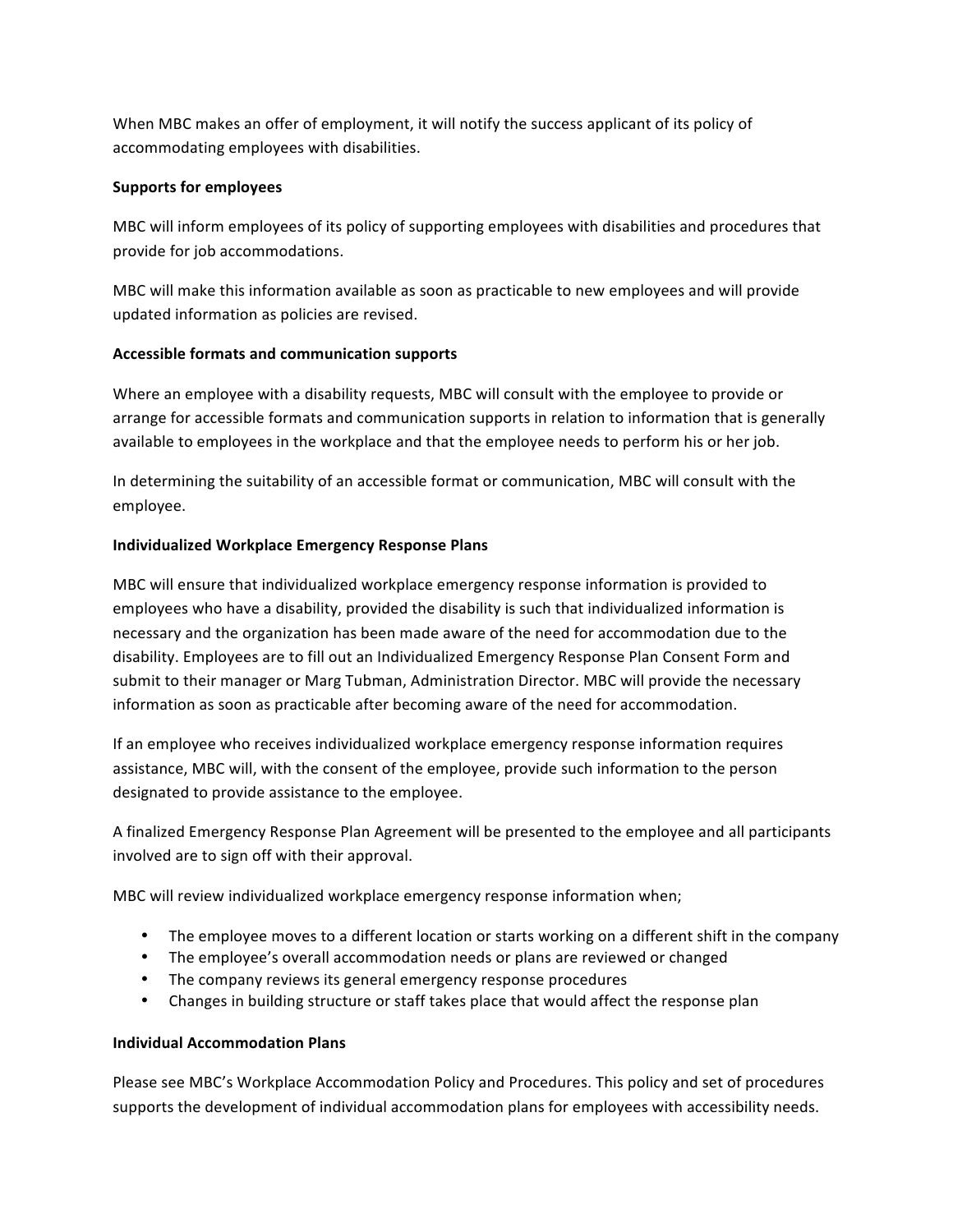When MBC makes an offer of employment, it will notify the success applicant of its policy of accommodating employees with disabilities.

**Supports for employees**

MBC will inform employees of its policy of supporting employees with disabilities and procedures that provide for job accommodations.

MBC will make this information available as soon as practicable to new employees and will provide updated information as policies are revised.

**Accessible formats and communication supports**

Where an employee with a disability requests, MBC will consult with the employee to provide or arrange for accessible formats and communication supports in relation to information that is generally available to employees in the workplace and that the employee needs to perform his or her job.

In determining the suitability of an accessible format or communication, MBC will consult with the employee.

**Individualized Workplace Emergency Response Plans**

MBC will ensure that individualized workplace emergency response information is provided to employees who have a disability, provided the disability is such that individualized information is necessary and the organization has been made aware of the need for accommodation due to the disability. Employees are to fill out an Individualized Emergency Response Plan Consent Form and submit to their manager or Marg Tubman, Administration Director. MBC will provide the necessary information as soon as practicable after becoming aware of the need for accommodation.

If an employee who receives individualized workplace emergency response information requires assistance, MBC will, with the consent of the employee, provide such information to the person designated to provide assistance to the employee.

A finalized Emergency Response Plan Agreement will be presented to the employee and all participants involved are to sign off with their approval.

MBC will review individualized workplace emergency response information when;

- The employee moves to a different location or starts working on a different shift in the company
- The employee's overall accommodation needs or plans are reviewed or changed
- The company reviews its general emergency response procedures
- Changes in building structure or staff takes place that would affect the response plan

**Individual Accommodation Plans**

Please see MBC's Workplace Accommodation Policy and Procedures. This policy and set of procedures supports the development of individual accommodation plans for employees with accessibility needs.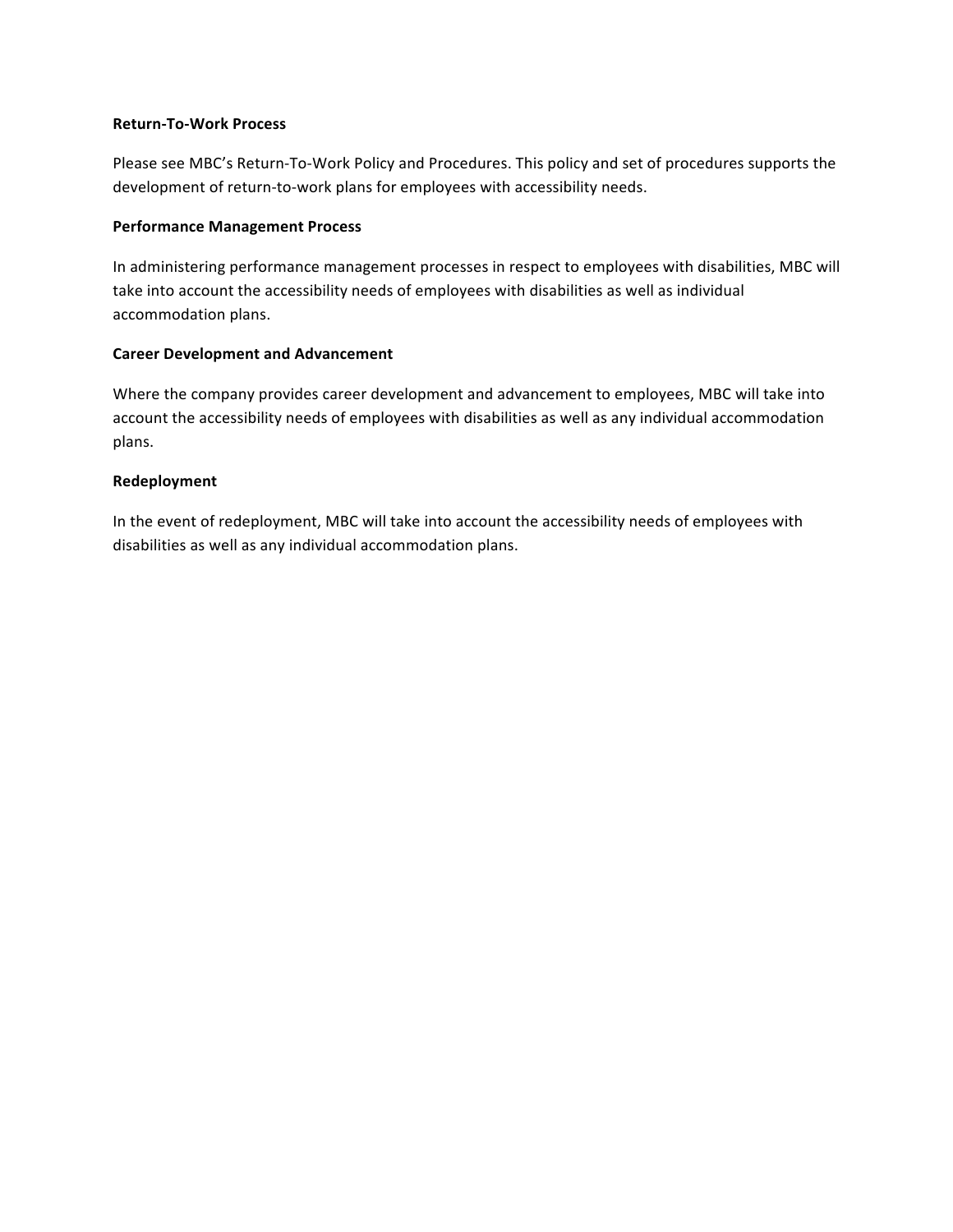**Return-To-Work Process**

Please see MBC's Return-To-Work Policy and Procedures. This policy and set of procedures supports the development of return-to-work plans for employees with accessibility needs.

**Performance Management Process**

In administering performance management processes in respect to employees with disabilities, MBC will take into account the accessibility needs of employees with disabilities as well as individual accommodation plans.

**Career Development and Advancement**

Where the company provides career development and advancement to employees, MBC will take into account the accessibility needs of employees with disabilities as well as any individual accommodation plans.

**Redeployment**

In the event of redeployment, MBC will take into account the accessibility needs of employees with disabilities as well as any individual accommodation plans.